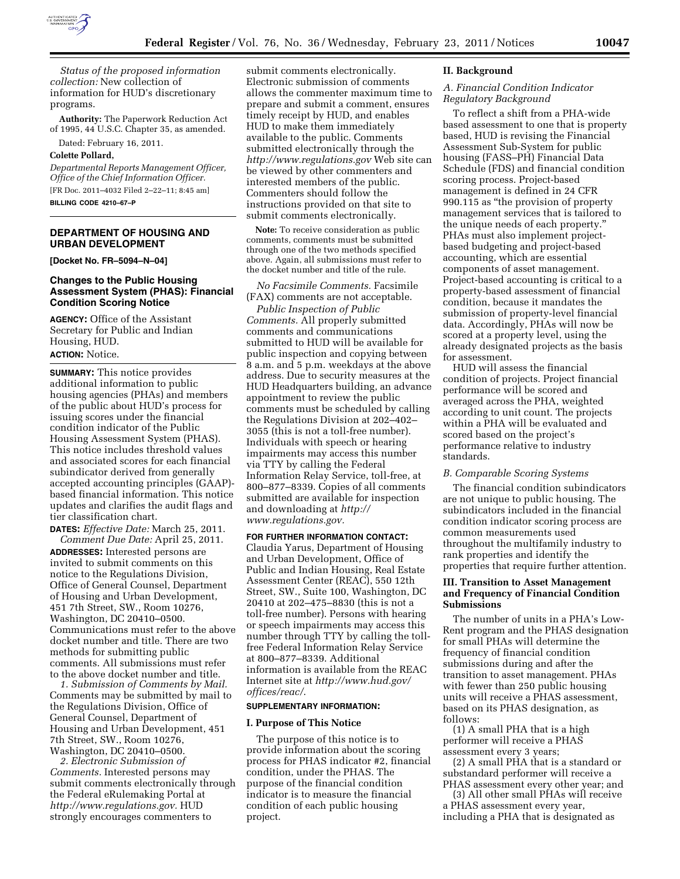*Status of the proposed information collection:* New collection of information for HUD's discretionary programs.

**Authority:** The Paperwork Reduction Act of 1995, 44 U.S.C. Chapter 35, as amended.

Dated: February 16, 2011.

**Colette Pollard,**

*Departmental Reports Management Officer, Office of the Chief Information Officer.*

[FR Doc. 2011–4032 Filed 2–22–11; 8:45 am]

**BILLING CODE 4210–67–P**

## DEPARTMENT OF HOUSING AND URBAN DEVELOPMENT

**[Docket No. FR–5094–N–04]**

## Changes to the Public Housing Assessment System (PHAS): Financial Condition Scoring Notice

**AGENCY:** Office of the Assistant Secretary for Public and Indian Housing, HUD.

**ACTION:** Notice.

**SUMMARY:** This notice provides additional information to public housing agencies (PHAs) and members of the public about HUD's process for issuing scores under the financial condition indicator of the Public Housing Assessment System (PHAS). This notice includes threshold values and associated scores for each financial subindicator derived from generally accepted accounting principles (GAAP)-based financial information. This notice updates and clarifies the audit flags and tier classification chart.

**DATES:** *Effective Date:* March 25, 2011.

*Comment Due Date:* April 25, 2011.

**ADDRESSES:** Interested persons are invited to submit comments on this notice to the Regulations Division, Office of General Counsel, Department of Housing and Urban Development, 451 7th Street, SW., Room 10276, Washington, DC 20410–0500. Communications must refer to the above docket number and title. There are two methods for submitting public comments. All submissions must refer to the above docket number and title.

*1. Submission of Comments by Mail.* Comments may be submitted by mail to the Regulations Division, Office of General Counsel, Department of Housing and Urban Development, 451 7th Street, SW., Room 10276, Washington, DC 20410–0500.

*2. Electronic Submission of Comments.* Interested persons may submit comments electronically through the Federal eRulemaking Portal at *http://www.regulations.gov*. HUD strongly encourages commenters to submit comments electronically. Electronic submission of comments allows the commenter maximum time to prepare and submit a comment, ensures timely receipt by HUD, and enables HUD to make them immediately available to the public. Comments submitted electronically through the *http://www.regulations.gov* Web site can be viewed by other commenters and interested members of the public. Commenters should follow the instructions provided on that site to submit comments electronically.

**Note:** To receive consideration as public comments, comments must be submitted through one of the two methods specified above. Again, all submissions must refer to the docket number and title of the rule.

*No Facsimile Comments.* Facsimile (FAX) comments are not acceptable.

*Public Inspection of Public Comments.* All properly submitted comments and communications submitted to HUD will be available for public inspection and copying between 8 a.m. and 5 p.m. weekdays at the above address. Due to security measures at the HUD Headquarters building, an advance appointment to review the public comments must be scheduled by calling the Regulations Division at 202–402–3055 (this is not a toll-free number). Individuals with speech or hearing impairments may access this number via TTY by calling the Federal Information Relay Service, toll-free, at 800–877–8339. Copies of all comments submitted are available for inspection and downloading at *http://www.regulations.gov*.

**FOR FURTHER INFORMATION CONTACT:** Claudia Yarus, Department of Housing and Urban Development, Office of Public and Indian Housing, Real Estate Assessment Center (REAC), 550 12th Street, SW., Suite 100, Washington, DC 20410 at 202–475–8830 (this is not a toll-free number). Persons with hearing or speech impairments may access this number through TTY by calling the toll-free Federal Information Relay Service at 800–877–8339. Additional information is available from the REAC Internet site at *http://www.hud.gov/offices/reac/*.

**SUPPLEMENTARY INFORMATION:**

### I. Purpose of This Notice

The purpose of this notice is to provide information about the scoring process for PHAS indicator #2, financial condition, under the PHAS. The purpose of the financial condition indicator is to measure the financial condition of each public housing project.

### II. Background

*A. Financial Condition Indicator Regulatory Background*

To reflect a shift from a PHA-wide based assessment to one that is property based, HUD is revising the Financial Assessment Sub-System for public housing (FASS–PH) Financial Data Schedule (FDS) and financial condition scoring process. Project-based management is defined in 24 CFR 990.115 as "the provision of property management services that is tailored to the unique needs of each property." PHAs must also implement project-based budgeting and project-based accounting, which are essential components of asset management. Project-based accounting is critical to a property-based assessment of financial condition, because it mandates the submission of property-level financial data. Accordingly, PHAs will now be scored at a property level, using the already designated projects as the basis for assessment.

HUD will assess the financial condition of projects. Project financial performance will be scored and averaged across the PHA, weighted according to unit count. The projects within a PHA will be evaluated and scored based on the project's performance relative to industry standards.

*B. Comparable Scoring Systems*

The financial condition subindicators are not unique to public housing. The subindicators included in the financial condition indicator scoring process are common measurements used throughout the multifamily industry to rank properties and identify the properties that require further attention.

### III. Transition to Asset Management and Frequency of Financial Condition Submissions

The number of units in a PHA's Low-Rent program and the PHAS designation for small PHAs will determine the frequency of financial condition submissions during and after the transition to asset management. PHAs with fewer than 250 public housing units will receive a PHAS assessment, based on its PHAS designation, as follows:

(1) A small PHA that is a high performer will receive a PHAS assessment every 3 years;

(2) A small PHA that is a standard or substandard performer will receive a PHAS assessment every other year; and

(3) All other small PHAs will receive a PHAS assessment every year, including a PHA that is designated as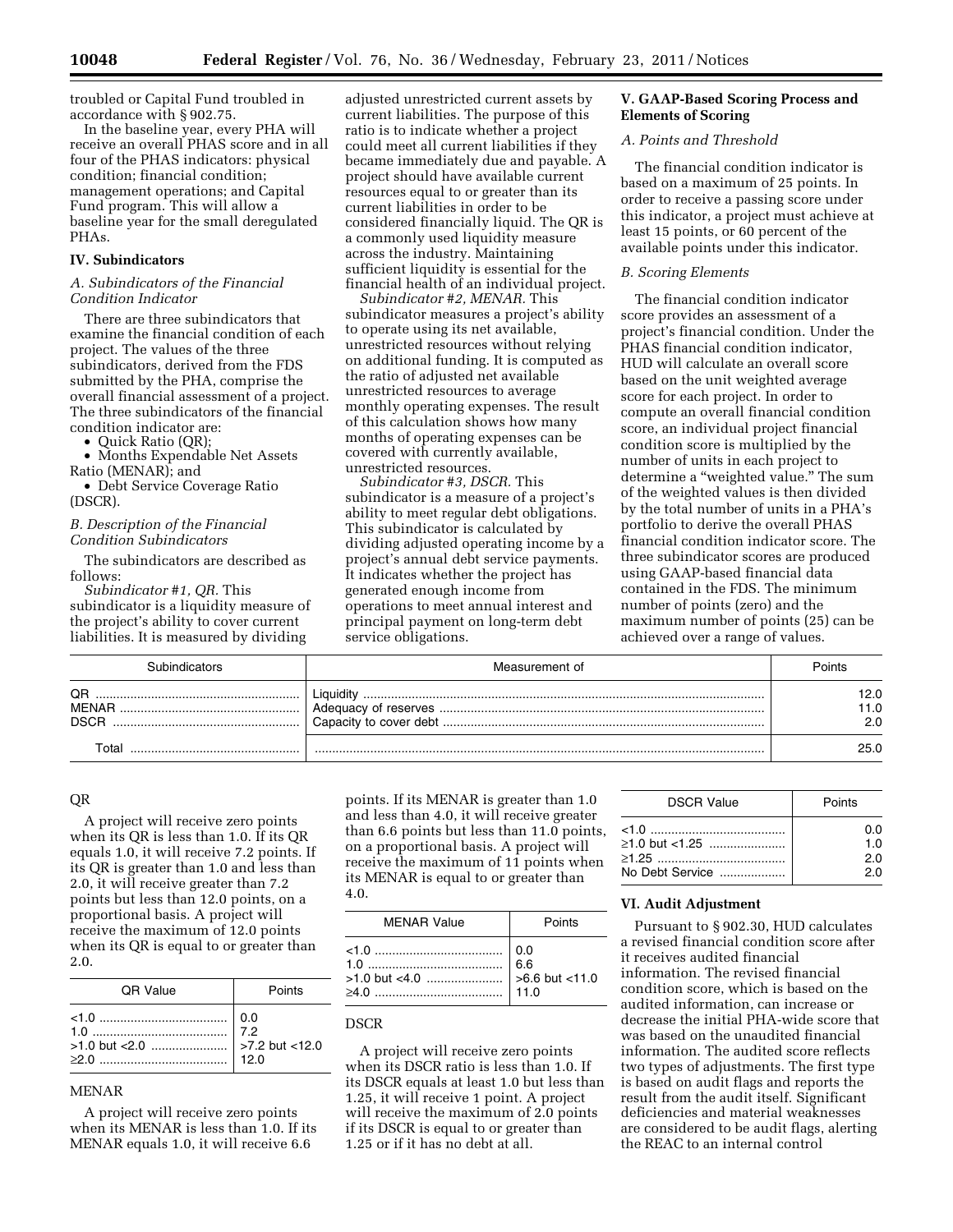troubled or Capital Fund troubled in accordance with § 902.75.

In the baseline year, every PHA will receive an overall PHAS score and in all four of the PHAS indicators: physical condition; financial condition; management operations; and Capital Fund program. This will allow a baseline year for the small deregulated PHAs.

## IV. Subindicators

### *A. Subindicators of the Financial Condition Indicator*

There are three subindicators that examine the financial condition of each project. The values of the three subindicators, derived from the FDS submitted by the PHA, comprise the overall financial assessment of a project. The three subindicators of the financial condition indicator are:

- Quick Ratio (QR);
- Months Expendable Net Assets Ratio (MENAR); and
- Debt Service Coverage Ratio (DSCR).

### *B. Description of the Financial Condition Subindicators*

The subindicators are described as follows:

*Subindicator #1, QR.* This subindicator is a liquidity measure of the project's ability to cover current liabilities. It is measured by dividing adjusted unrestricted current assets by current liabilities. The purpose of this ratio is to indicate whether a project could meet all current liabilities if they became immediately due and payable. A project should have available current resources equal to or greater than its current liabilities in order to be considered financially liquid. The QR is a commonly used liquidity measure across the industry. Maintaining sufficient liquidity is essential for the financial health of an individual project.

*Subindicator #2, MENAR.* This subindicator measures a project's ability to operate using its net available, unrestricted resources without relying on additional funding. It is computed as the ratio of adjusted net available unrestricted resources to average monthly operating expenses. The result of this calculation shows how many months of operating expenses can be covered with currently available, unrestricted resources.

*Subindicator #3, DSCR.* This subindicator is a measure of a project's ability to meet regular debt obligations. This subindicator is calculated by dividing adjusted operating income by a project's annual debt service payments. It indicates whether the project has generated enough income from operations to meet annual interest and principal payment on long-term debt service obligations.

## V. GAAP-Based Scoring Process and Elements of Scoring

### *A. Points and Threshold*

The financial condition indicator is based on a maximum of 25 points. In order to receive a passing score under this indicator, a project must achieve at least 15 points, or 60 percent of the available points under this indicator.

### *B. Scoring Elements*

The financial condition indicator score provides an assessment of a project's financial condition. Under the PHAS financial condition indicator, HUD will calculate an overall score based on the unit weighted average score for each project. In order to compute an overall financial condition score, an individual project financial condition score is multiplied by the number of units in each project to determine a "weighted value." The sum of the weighted values is then divided by the total number of units in a PHA's portfolio to derive the overall PHAS financial condition indicator score. The three subindicator scores are produced using GAAP-based financial data contained in the FDS. The minimum number of points (zero) and the maximum number of points (25) can be achieved over a range of values.

| Subindicators | Measurement of | Points |
|---|---|---|
| QR | Liquidity | 12.0 |
| MENAR | Adequacy of reserves | 11.0 |
| DSCR | Capacity to cover debt | 2.0 |
| Total | | 25.0 |

QR

A project will receive zero points when its QR is less than 1.0. If its QR equals 1.0, it will receive 7.2 points. If its QR is greater than 1.0 and less than 2.0, it will receive greater than 7.2 points but less than 12.0 points, on a proportional basis. A project will receive the maximum of 12.0 points when its QR is equal to or greater than 2.0.

| QR Value | Points |
|---|---|
| <1.0 | 0.0 |
| 1.0 | 7.2 |
| >1.0 but <2.0 | >7.2 but <12.0 |
| ≥2.0 | 12.0 |

MENAR

A project will receive zero points when its MENAR is less than 1.0. If its MENAR equals 1.0, it will receive 6.6 points. If its MENAR is greater than 1.0 and less than 4.0, it will receive greater than 6.6 points but less than 11.0 points, on a proportional basis. A project will receive the maximum of 11 points when its MENAR is equal to or greater than 4.0.

| MENAR Value | Points |
|---|---|
| <1.0 | 0.0 |
| 1.0 | 6.6 |
| >1.0 but <4.0 | >6.6 but <11.0 |
| ≥4.0 | 11.0 |

DSCR

A project will receive zero points when its DSCR ratio is less than 1.0. If its DSCR equals at least 1.0 but less than 1.25, it will receive 1 point. A project will receive the maximum of 2.0 points if its DSCR is equal to or greater than 1.25 or if it has no debt at all.

| DSCR Value | Points |
|---|---|
| <1.0 | 0.0 |
| ≥1.0 but <1.25 | 1.0 |
| ≥1.25 | 2.0 |
| No Debt Service | 2.0 |

## VI. Audit Adjustment

Pursuant to § 902.30, HUD calculates a revised financial condition score after it receives audited financial information. The revised financial condition score, which is based on the audited information, can increase or decrease the initial PHA-wide score that was based on the unaudited financial information. The audited score reflects two types of adjustments. The first type is based on audit flags and reports the result from the audit itself. Significant deficiencies and material weaknesses are considered to be audit flags, alerting the REAC to an internal control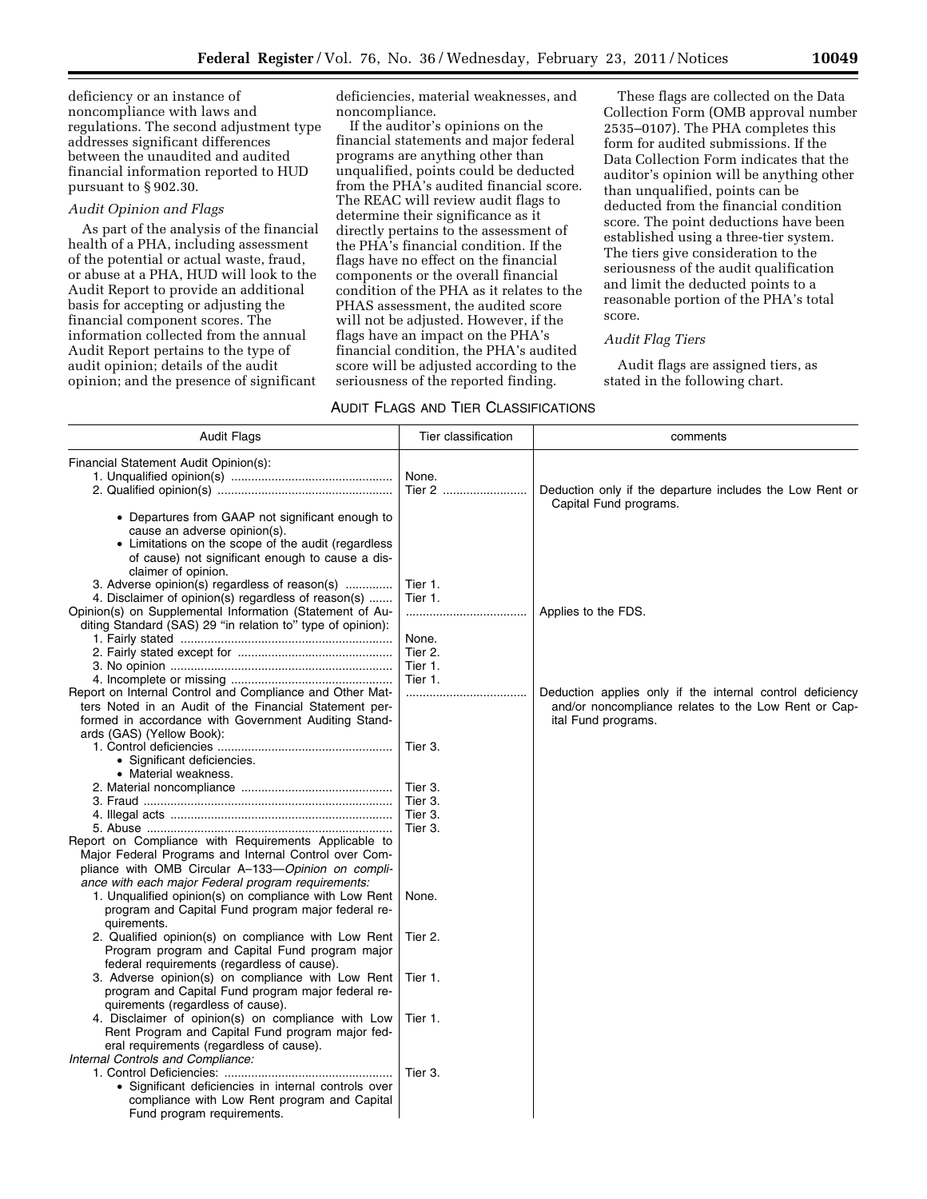deficiency or an instance of noncompliance with laws and regulations. The second adjustment type addresses significant differences between the unaudited and audited financial information reported to HUD pursuant to § 902.30.

*Audit Opinion and Flags*

As part of the analysis of the financial health of a PHA, including assessment of the potential or actual waste, fraud, or abuse at a PHA, HUD will look to the Audit Report to provide an additional basis for accepting or adjusting the financial component scores. The information collected from the annual Audit Report pertains to the type of audit opinion; details of the audit opinion; and the presence of significant deficiencies, material weaknesses, and noncompliance.

If the auditor's opinions on the financial statements and major federal programs are anything other than unqualified, points could be deducted from the PHA's audited financial score. The REAC will review audit flags to determine their significance as it directly pertains to the assessment of the PHA's financial condition. If the flags have no effect on the financial components or the overall financial condition of the PHA as it relates to the PHAS assessment, the audited score will not be adjusted. However, if the flags have an impact on the PHA's financial condition, the PHA's audited score will be adjusted according to the seriousness of the reported finding.

These flags are collected on the Data Collection Form (OMB approval number 2535–0107). The PHA completes this form for audited submissions. If the Data Collection Form indicates that the auditor's opinion will be anything other than unqualified, points can be deducted from the financial condition score. The point deductions have been established using a three-tier system. The tiers give consideration to the seriousness of the audit qualification and limit the deducted points to a reasonable portion of the PHA's total score.

*Audit Flag Tiers*

Audit flags are assigned tiers, as stated in the following chart.

AUDIT FLAGS AND TIER CLASSIFICATIONS

| Audit Flags | Tier classification | comments |
|---|---|---|
| Financial Statement Audit Opinion(s): | | |
| 1. Unqualified opinion(s) | None. | |
| 2. Qualified opinion(s) | Tier 2 | Deduction only if the departure includes the Low Rent or Capital Fund programs. |
| • Departures from GAAP not significant enough to cause an adverse opinion(s). | | |
| • Limitations on the scope of the audit (regardless of cause) not significant enough to cause a disclaimer of opinion. | | |
| 3. Adverse opinion(s) regardless of reason(s) | Tier 1. | |
| 4. Disclaimer of opinion(s) regardless of reason(s) | Tier 1. | |
| Opinion(s) on Supplemental Information (Statement of Auditing Standard (SAS) 29 "in relation to" type of opinion): | | Applies to the FDS. |
| 1. Fairly stated | None. | |
| 2. Fairly stated except for | Tier 2. | |
| 3. No opinion | Tier 1. | |
| 4. Incomplete or missing | Tier 1. | |
| Report on Internal Control and Compliance and Other Matters Noted in an Audit of the Financial Statement performed in accordance with Government Auditing Standards (GAS) (Yellow Book): | | Deduction applies only if the internal control deficiency and/or noncompliance relates to the Low Rent or Capital Fund programs. |
| 1. Control deficiencies | Tier 3. | |
| • Significant deficiencies. | | |
| • Material weakness. | | |
| 2. Material noncompliance | Tier 3. | |
| 3. Fraud | Tier 3. | |
| 4. Illegal acts | Tier 3. | |
| 5. Abuse | Tier 3. | |
| Report on Compliance with Requirements Applicable to Major Federal Programs and Internal Control over Compliance with OMB Circular A–133—*Opinion on compliance with each major Federal program requirements:* | | |
| 1. Unqualified opinion(s) on compliance with Low Rent program and Capital Fund program major federal requirements. | None. | |
| 2. Qualified opinion(s) on compliance with Low Rent Program program and Capital Fund program major federal requirements (regardless of cause). | Tier 2. | |
| 3. Adverse opinion(s) on compliance with Low Rent program and Capital Fund program major federal requirements (regardless of cause). | Tier 1. | |
| 4. Disclaimer of opinion(s) on compliance with Low Rent Program and Capital Fund program major federal requirements (regardless of cause). | Tier 1. | |
| *Internal Controls and Compliance:* | | |
| 1. Control Deficiencies: | Tier 3. | |
| • Significant deficiencies in internal controls over compliance with Low Rent program and Capital Fund program requirements. | | |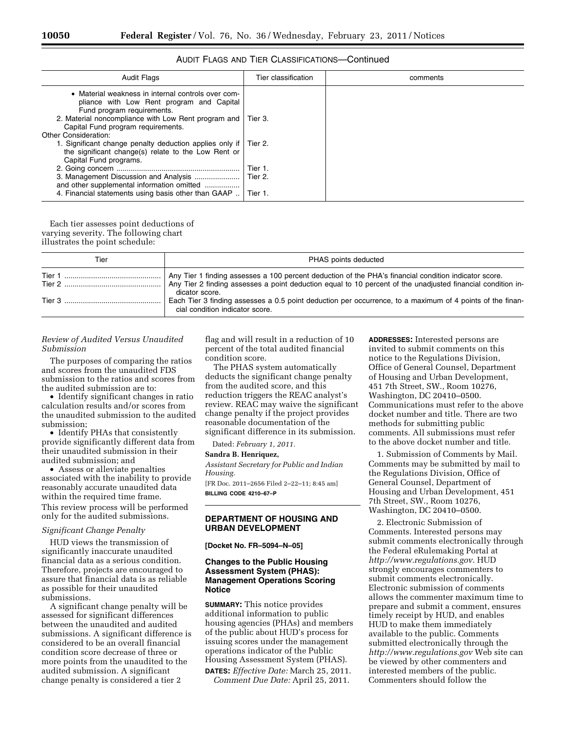AUDIT FLAGS AND TIER CLASSIFICATIONS—Continued

| Audit Flags | Tier classification | comments |
|---|---|---|
| • Material weakness in internal controls over compliance with Low Rent program and Capital Fund program requirements. | | |
| 2. Material noncompliance with Low Rent program and Capital Fund program requirements. | Tier 3. | |
| Other Consideration: | | |
| 1. Significant change penalty deduction applies only if the significant change(s) relate to the Low Rent or Capital Fund programs. | Tier 2. | |
| 2. Going concern | Tier 1. | |
| 3. Management Discussion and Analysis and other supplemental information omitted | Tier 2. | |
| 4. Financial statements using basis other than GAAP | Tier 1. | |

Each tier assesses point deductions of varying severity. The following chart illustrates the point schedule:

| Tier | PHAS points deducted |
|---|---|
| Tier 1 | Any Tier 1 finding assesses a 100 percent deduction of the PHA's financial condition indicator score. |
| Tier 2 | Any Tier 2 finding assesses a point deduction equal to 10 percent of the unadjusted financial condition indicator score. |
| Tier 3 | Each Tier 3 finding assesses a 0.5 point deduction per occurrence, to a maximum of 4 points of the financial condition indicator score. |

*Review of Audited Versus Unaudited Submission*

The purposes of comparing the ratios and scores from the unaudited FDS submission to the ratios and scores from the audited submission are to:

• Identify significant changes in ratio calculation results and/or scores from the unaudited submission to the audited submission;

• Identify PHAs that consistently provide significantly different data from their unaudited submission in their audited submission; and

• Assess or alleviate penalties associated with the inability to provide reasonably accurate unaudited data within the required time frame.

This review process will be performed only for the audited submissions.

*Significant Change Penalty*

HUD views the transmission of significantly inaccurate unaudited financial data as a serious condition. Therefore, projects are encouraged to assure that financial data is as reliable as possible for their unaudited submissions.

A significant change penalty will be assessed for significant differences between the unaudited and audited submissions. A significant difference is considered to be an overall financial condition score decrease of three or more points from the unaudited to the audited submission. A significant change penalty is considered a tier 2 flag and will result in a reduction of 10 percent of the total audited financial condition score.

The PHAS system automatically deducts the significant change penalty from the audited score, and this reduction triggers the REAC analyst's review. REAC may waive the significant change penalty if the project provides reasonable documentation of the significant difference in its submission.

Dated: *February 1, 2011.*

**Sandra B. Henriquez,**

*Assistant Secretary for Public and Indian Housing.*

[FR Doc. 2011–2656 Filed 2–22–11; 8:45 am]

**BILLING CODE 4210–67–P**

## DEPARTMENT OF HOUSING AND URBAN DEVELOPMENT

**[Docket No. FR–5094–N–05]**

### Changes to the Public Housing Assessment System (PHAS): Management Operations Scoring Notice

**SUMMARY:** This notice provides additional information to public housing agencies (PHAs) and members of the public about HUD's process for issuing scores under the management operations indicator of the Public Housing Assessment System (PHAS).

**DATES:** *Effective Date:* March 25, 2011.

*Comment Due Date:* April 25, 2011.

**ADDRESSES:** Interested persons are invited to submit comments on this notice to the Regulations Division, Office of General Counsel, Department of Housing and Urban Development, 451 7th Street, SW., Room 10276, Washington, DC 20410–0500. Communications must refer to the above docket number and title. There are two methods for submitting public comments. All submissions must refer to the above docket number and title.

1. Submission of Comments by Mail. Comments may be submitted by mail to the Regulations Division, Office of General Counsel, Department of Housing and Urban Development, 451 7th Street, SW., Room 10276, Washington, DC 20410–0500.

2. Electronic Submission of Comments. Interested persons may submit comments electronically through the Federal eRulemaking Portal at *http://www.regulations.gov.* HUD strongly encourages commenters to submit comments electronically. Electronic submission of comments allows the commenter maximum time to prepare and submit a comment, ensures timely receipt by HUD, and enables HUD to make them immediately available to the public. Comments submitted electronically through the *http://www.regulations.gov* Web site can be viewed by other commenters and interested members of the public. Commenters should follow the